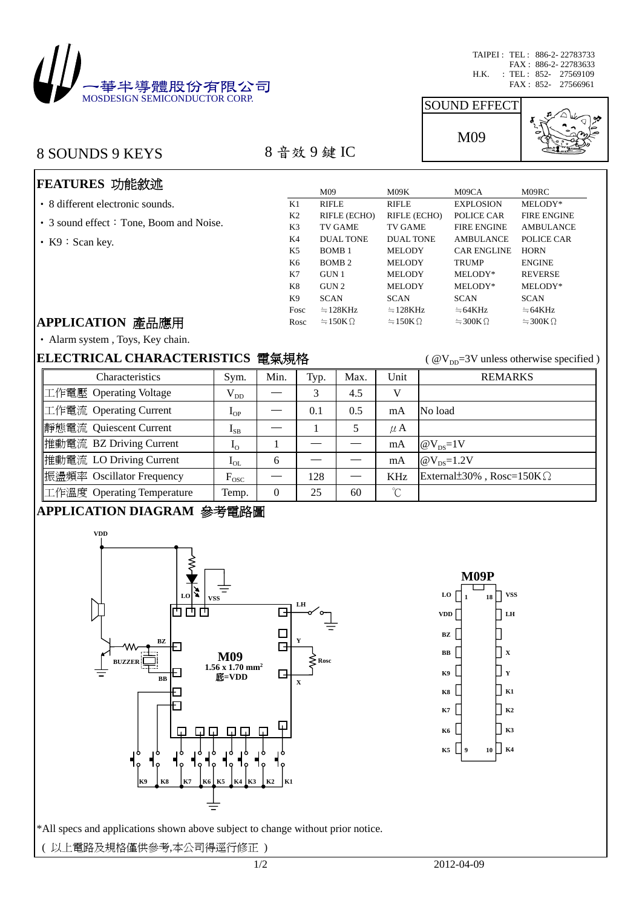一華半導體股份有限公司
MOSDESIGN SEMICONDUCTOR CORP.

TAIPEI : TEL : 886-2- 22783733
FAX : 886-2- 22783633
H.K. : TEL : 852- 27569109
FAX : 852- 27566961

SOUND EFFECT

M09

# 8 SOUNDS 9 KEYS　　8 音效 9 鍵 IC

## FEATURES 功能敘述

- 8 different electronic sounds.
- 3 sound effect：Tone, Boom and Noise.
- K9：Scan key.

| | M09 | M09K | M09CA | M09RC |
|---|---|---|---|---|
| K1 | RIFLE | RIFLE | EXPLOSION | MELODY* |
| K2 | RIFLE (ECHO) | RIFLE (ECHO) | POLICE CAR | FIRE ENGINE |
| K3 | TV GAME | TV GAME | FIRE ENGINE | AMBULANCE |
| K4 | DUAL TONE | DUAL TONE | AMBULANCE | POLICE CAR |
| K5 | BOMB 1 | MELODY | CAR ENGLINE | HORN |
| K6 | BOMB 2 | MELODY | TRUMP | ENGINE |
| K7 | GUN 1 | MELODY | MELODY* | REVERSE |
| K8 | GUN 2 | MELODY | MELODY* | MELODY* |
| K9 | SCAN | SCAN | SCAN | SCAN |
| Fosc | ≒128KHz | ≒128KHz | ≒64KHz | ≒64KHz |
| Rosc | ≒150KΩ | ≒150KΩ | ≒300KΩ | ≒300KΩ |

## APPLICATION 產品應用

- Alarm system , Toys, Key chain.

## ELECTRICAL CHARACTERISTICS 電氣規格

( @$V_{DD}$=3V unless otherwise specified )

| Characteristics | Sym. | Min. | Typ. | Max. | Unit | REMARKS |
|---|---|---|---|---|---|---|
| 工作電壓 Operating Voltage | $V_{DD}$ | — | 3 | 4.5 | V | |
| 工作電流 Operating Current | $I_{OP}$ | — | 0.1 | 0.5 | mA | No load |
| 靜態電流 Quiescent Current | $I_{SB}$ | — | 1 | 5 | μA | |
| 推動電流 BZ Driving Current | $I_O$ | 1 | — | — | mA | @$V_{DS}$=1V |
| 推動電流 LO Driving Current | $I_{OL}$ | 6 | — | — | mA | @$V_{DS}$=1.2V |
| 振盪頻率 Oscillator Frequency | $F_{OSC}$ | — | 128 | — | KHz | External±30% , Rosc=150KΩ |
| 工作溫度 Operating Temperature | Temp. | 0 | 25 | 60 | ℃ | |

## APPLICATION DIAGRAM 參考電路圖

VDD, LO, VSS, LH, BZ, BUZZER, BB, Y, Rosc, X, K9, K8, K7, K6, K5, K4, K3, K2, K1

M09
1.56 x 1.70 mm²
底=VDD

M09P

| Pin | Left | Right | Pin |
|---|---|---|---|
| 1 | LO | VSS | 18 |
| | VDD | LH | |
| | BZ | | |
| | BB | X | |
| | K9 | Y | |
| | K8 | K1 | |
| | K7 | K2 | |
| | K6 | K3 | |
| 9 | K5 | K4 | 10 |

*All specs and applications shown above subject to change without prior notice.

( 以上電路及規格僅供參考,本公司得逕行修正 )

2012-04-09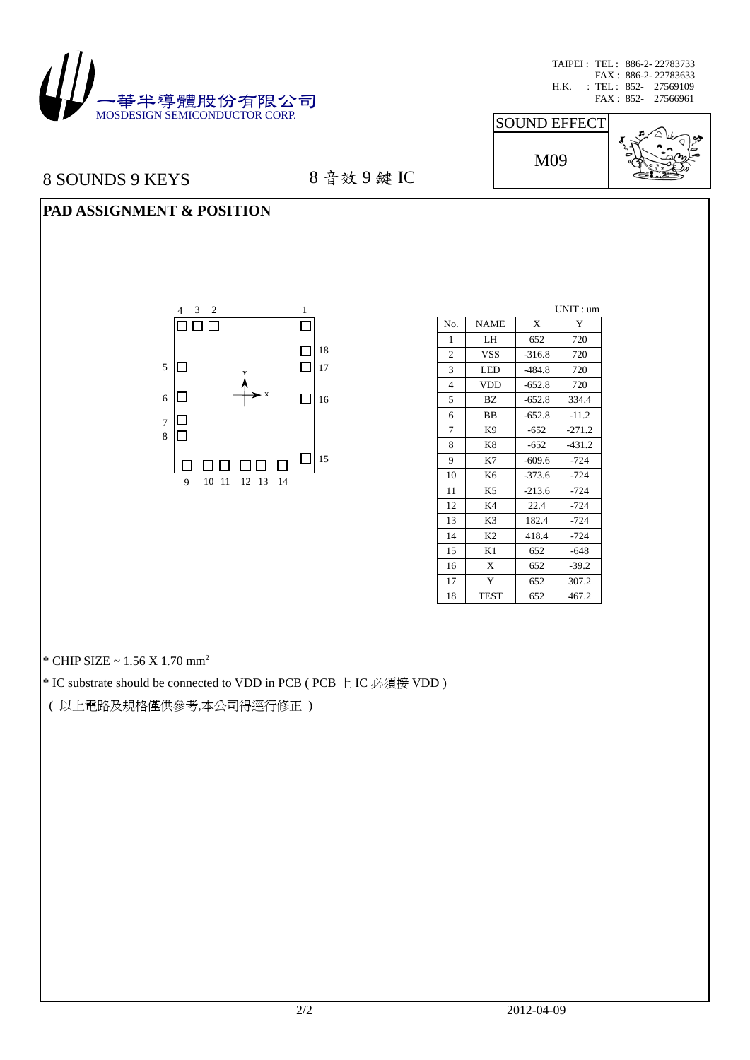![logo] 華半導體股份有限公司
MOSDESIGN SEMICONDUCTOR CORP.

TAIPEI : TEL : 886-2- 22783733
FAX : 886-2- 22783633
H.K. : TEL : 852- 27569109
FAX : 852- 27566961

SOUND EFFECT

M09

8 SOUNDS 9 KEYS 8 音效 9 鍵 IC

## PAD ASSIGNMENT & POSITION

4 3 2 1
5 18
6 17
7 16
8 15
9 10 11 12 13 14
Y
X

UNIT : um

| No. | NAME | X | Y |
|---|---|---|---|
| 1 | LH | 652 | 720 |
| 2 | VSS | -316.8 | 720 |
| 3 | LED | -484.8 | 720 |
| 4 | VDD | -652.8 | 720 |
| 5 | BZ | -652.8 | 334.4 |
| 6 | BB | -652.8 | -11.2 |
| 7 | K9 | -652 | -271.2 |
| 8 | K8 | -652 | -431.2 |
| 9 | K7 | -609.6 | -724 |
| 10 | K6 | -373.6 | -724 |
| 11 | K5 | -213.6 | -724 |
| 12 | K4 | 22.4 | -724 |
| 13 | K3 | 182.4 | -724 |
| 14 | K2 | 418.4 | -724 |
| 15 | K1 | 652 | -648 |
| 16 | X | 652 | -39.2 |
| 17 | Y | 652 | 307.2 |
| 18 | TEST | 652 | 467.2 |

* CHIP SIZE ~ 1.56 X 1.70 $mm^2$

* IC substrate should be connected to VDD in PCB ( PCB 上 IC 必須接 VDD )

( 以上電路及規格僅供參考,本公司得逕行修正 )

2012-04-09